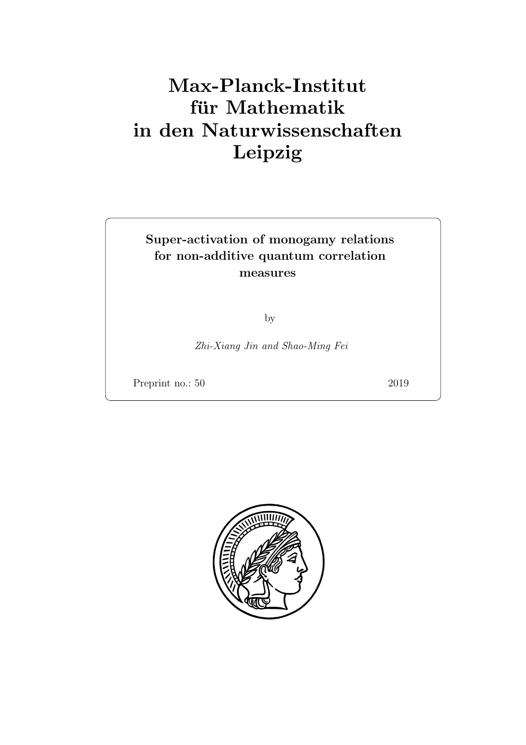# Max-Planck-Institut für Mathematik in den Naturwissenschaften Leipzig

**Super-activation of monogamy relations for non-additive quantum correlation measures**

by

*Zhi-Xiang Jin and Shao-Ming Fei*

Preprint no.: 50 2019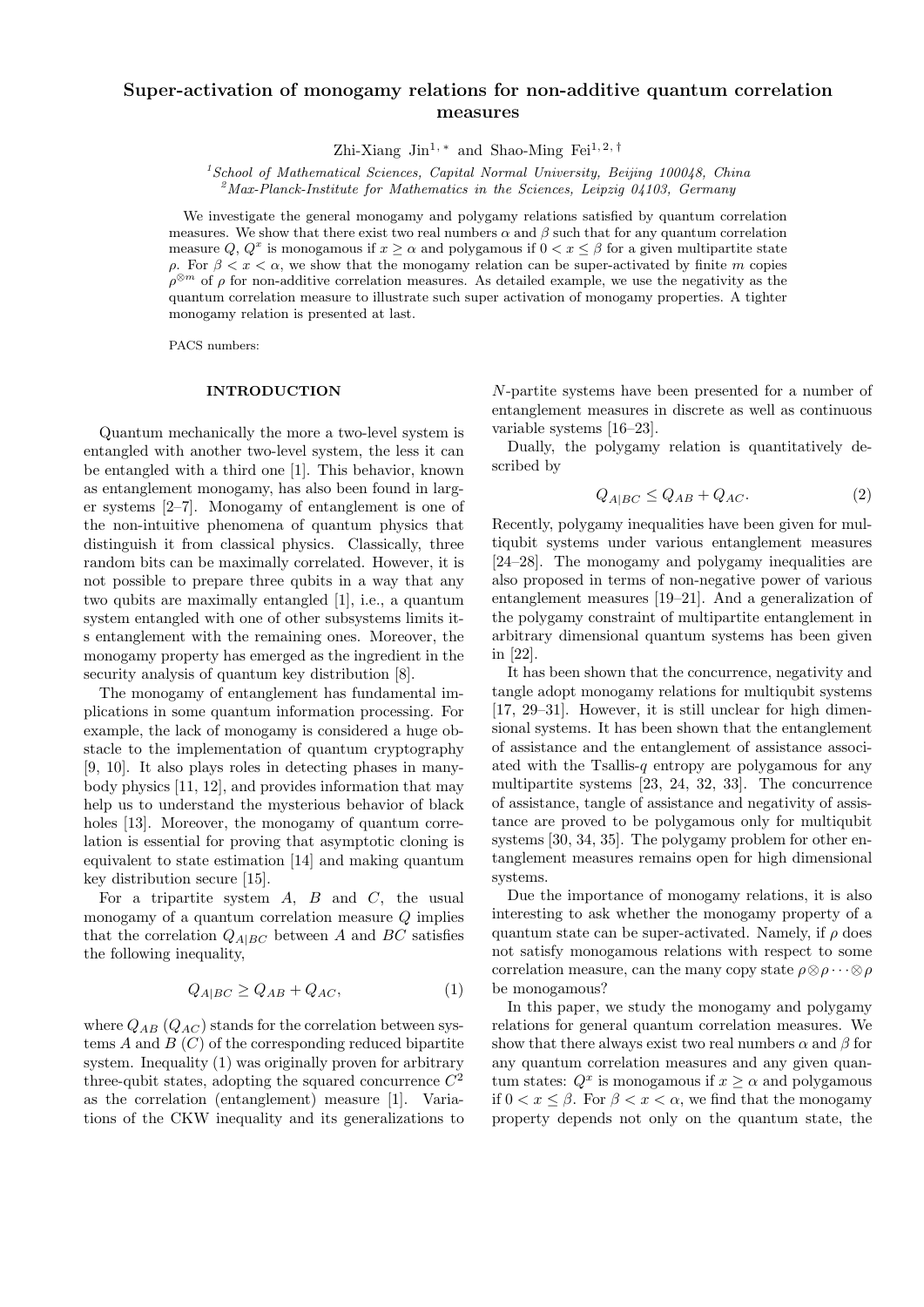# Super-activation of monogamy relations for non-additive quantum correlation measures

Zhi-Xiang Jin[1,*] and Shao-Ming Fei[1,2,†]

[1] *School of Mathematical Sciences, Capital Normal University, Beijing 100048, China*
[2] *Max-Planck-Institute for Mathematics in the Sciences, Leipzig 04103, Germany*

We investigate the general monogamy and polygamy relations satisfied by quantum correlation measures. We show that there exist two real numbers $\alpha$ and $\beta$ such that for any quantum correlation measure $Q$, $Q^x$ is monogamous if $x \geq \alpha$ and polygamous if $0 < x \leq \beta$ for a given multipartite state $\rho$. For $\beta < x < \alpha$, we show that the monogamy relation can be super-activated by finite $m$ copies $\rho^{\otimes m}$ of $\rho$ for non-additive correlation measures. As detailed example, we use the negativity as the quantum correlation measure to illustrate such super activation of monogamy properties. A tighter monogamy relation is presented at last.

PACS numbers:

## INTRODUCTION

Quantum mechanically the more a two-level system is entangled with another two-level system, the less it can be entangled with a third one [1]. This behavior, known as entanglement monogamy, has also been found in larger systems [2–7]. Monogamy of entanglement is one of the non-intuitive phenomena of quantum physics that distinguish it from classical physics. Classically, three random bits can be maximally correlated. However, it is not possible to prepare three qubits in a way that any two qubits are maximally entangled [1], i.e., a quantum system entangled with one of other subsystems limits its entanglement with the remaining ones. Moreover, the monogamy property has emerged as the ingredient in the security analysis of quantum key distribution [8].

The monogamy of entanglement has fundamental implications in some quantum information processing. For example, the lack of monogamy is considered a huge obstacle to the implementation of quantum cryptography [9, 10]. It also plays roles in detecting phases in many-body physics [11, 12], and provides information that may help us to understand the mysterious behavior of black holes [13]. Moreover, the monogamy of quantum correlation is essential for proving that asymptotic cloning is equivalent to state estimation [14] and making quantum key distribution secure [15].

For a tripartite system $A$, $B$ and $C$, the usual monogamy of a quantum correlation measure $Q$ implies that the correlation $Q_{A|BC}$ between $A$ and $BC$ satisfies the following inequality,

$$Q_{A|BC} \geq Q_{AB} + Q_{AC}, \tag{1}$$

where $Q_{AB}$ ($Q_{AC}$) stands for the correlation between systems $A$ and $B$ ($C$) of the corresponding reduced bipartite system. Inequality (1) was originally proven for arbitrary three-qubit states, adopting the squared concurrence $C^2$ as the correlation (entanglement) measure [1]. Variations of the CKW inequality and its generalizations to $N$-partite systems have been presented for a number of entanglement measures in discrete as well as continuous variable systems [16–23].

Dually, the polygamy relation is quantitatively described by

$$Q_{A|BC} \leq Q_{AB} + Q_{AC}. \tag{2}$$

Recently, polygamy inequalities have been given for multiqubit systems under various entanglement measures [24–28]. The monogamy and polygamy inequalities are also proposed in terms of non-negative power of various entanglement measures [19–21]. And a generalization of the polygamy constraint of multipartite entanglement in arbitrary dimensional quantum systems has been given in [22].

It has been shown that the concurrence, negativity and tangle adopt monogamy relations for multiqubit systems [17, 29–31]. However, it is still unclear for high dimensional systems. It has been shown that the entanglement of assistance and the entanglement of assistance associated with the Tsallis-$q$ entropy are polygamous for any multipartite systems [23, 24, 32, 33]. The concurrence of assistance, tangle of assistance and negativity of assistance are proved to be polygamous only for multiqubit systems [30, 34, 35]. The polygamy problem for other entanglement measures remains open for high dimensional systems.

Due the importance of monogamy relations, it is also interesting to ask whether the monogamy property of a quantum state can be super-activated. Namely, if $\rho$ does not satisfy monogamous relations with respect to some correlation measure, can the many copy state $\rho\otimes\rho\cdots\otimes\rho$ be monogamous?

In this paper, we study the monogamy and polygamy relations for general quantum correlation measures. We show that there always exist two real numbers $\alpha$ and $\beta$ for any quantum correlation measures and any given quantum states: $Q^x$ is monogamous if $x \geq \alpha$ and polygamous if $0 < x \leq \beta$. For $\beta < x < \alpha$, we find that the monogamy property depends not only on the quantum state, the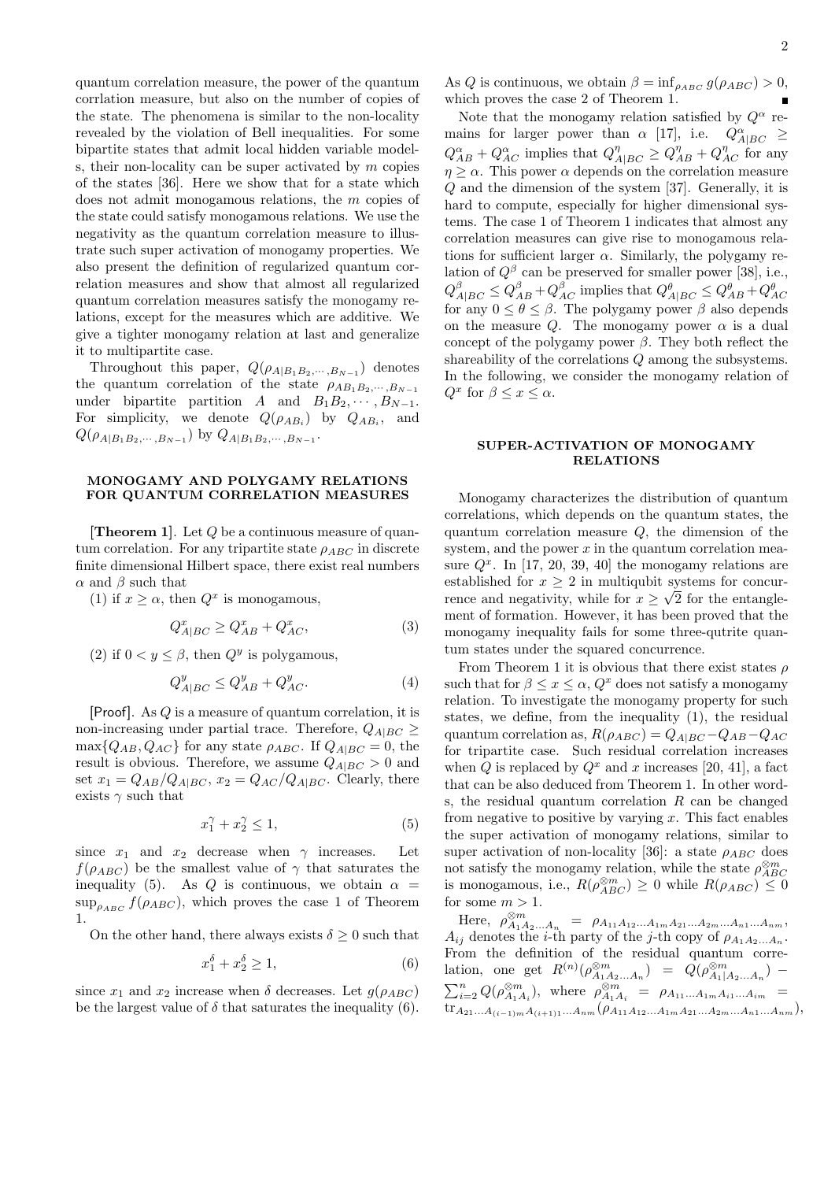quantum correlation measure, the power of the quantum corrlation measure, but also on the number of copies of the state. The phenomena is similar to the non-locality revealed by the violation of Bell inequalities. For some bipartite states that admit local hidden variable models, their non-locality can be super activated by $m$ copies of the states [36]. Here we show that for a state which does not admit monogamous relations, the $m$ copies of the state could satisfy monogamous relations. We use the negativity as the quantum correlation measure to illustrate such super activation of monogamy properties. We also present the definition of regularized quantum correlation measures and show that almost all regularized quantum correlation measures satisfy the monogamy relations, except for the measures which are additive. We give a tighter monogamy relation at last and generalize it to multipartite case.

Throughout this paper, $Q(\rho_{A|B_1B_2,\cdots,B_{N-1}})$ denotes the quantum correlation of the state $\rho_{AB_1B_2,\cdots,B_{N-1}}$ under bipartite partition $A$ and $B_1B_2,\cdots,B_{N-1}$. For simplicity, we denote $Q(\rho_{AB_i})$ by $Q_{AB_i}$, and $Q(\rho_{A|B_1B_2,\cdots,B_{N-1}})$ by $Q_{A|B_1B_2,\cdots,B_{N-1}}$.

## MONOGAMY AND POLYGAMY RELATIONS FOR QUANTUM CORRELATION MEASURES

**[Theorem 1]**. Let $Q$ be a continuous measure of quantum correlation. For any tripartite state $\rho_{ABC}$ in discrete finite dimensional Hilbert space, there exist real numbers $\alpha$ and $\beta$ such that

(1) if $x \geq \alpha$, then $Q^x$ is monogamous,

$$Q^x_{A|BC} \geq Q^x_{AB} + Q^x_{AC}, \tag{3}$$

(2) if $0 < y \leq \beta$, then $Q^y$ is polygamous,

$$Q^y_{A|BC} \leq Q^y_{AB} + Q^y_{AC}. \tag{4}$$

[Proof]. As $Q$ is a measure of quantum correlation, it is non-increasing under partial trace. Therefore, $Q_{A|BC} \geq \max\{Q_{AB}, Q_{AC}\}$ for any state $\rho_{ABC}$. If $Q_{A|BC} = 0$, the result is obvious. Therefore, we assume $Q_{A|BC} > 0$ and set $x_1 = Q_{AB}/Q_{A|BC}$, $x_2 = Q_{AC}/Q_{A|BC}$. Clearly, there exists $\gamma$ such that

$$x_1^\gamma + x_2^\gamma \leq 1, \tag{5}$$

since $x_1$ and $x_2$ decrease when $\gamma$ increases. Let $f(\rho_{ABC})$ be the smallest value of $\gamma$ that saturates the inequality (5). As $Q$ is continuous, we obtain $\alpha = \sup_{\rho_{ABC}} f(\rho_{ABC})$, which proves the case 1 of Theorem 1.

On the other hand, there always exists $\delta \geq 0$ such that

$$x_1^\delta + x_2^\delta \geq 1, \tag{6}$$

since $x_1$ and $x_2$ increase when $\delta$ decreases. Let $g(\rho_{ABC})$ be the largest value of $\delta$ that saturates the inequality (6). As $Q$ is continuous, we obtain $\beta = \inf_{\rho_{ABC}} g(\rho_{ABC}) > 0$, which proves the case 2 of Theorem 1. ∎

Note that the monogamy relation satisfied by $Q^\alpha$ remains for larger power than $\alpha$ [17], i.e. $Q^\alpha_{A|BC} \geq Q^\alpha_{AB} + Q^\alpha_{AC}$ implies that $Q^\eta_{A|BC} \geq Q^\eta_{AB} + Q^\eta_{AC}$ for any $\eta \geq \alpha$. This power $\alpha$ depends on the correlation measure $Q$ and the dimension of the system [37]. Generally, it is hard to compute, especially for higher dimensional systems. The case 1 of Theorem 1 indicates that almost any correlation measures can give rise to monogamous relations for sufficient larger $\alpha$. Similarly, the polygamy relation of $Q^\beta$ can be preserved for smaller power [38], i.e., $Q^\beta_{A|BC} \leq Q^\beta_{AB} + Q^\beta_{AC}$ implies that $Q^\theta_{A|BC} \leq Q^\theta_{AB} + Q^\theta_{AC}$ for any $0 \leq \theta \leq \beta$. The polygamy power $\beta$ also depends on the measure $Q$. The monogamy power $\alpha$ is a dual concept of the polygamy power $\beta$. They both reflect the shareability of the correlations $Q$ among the subsystems. In the following, we consider the monogamy relation of $Q^x$ for $\beta \leq x \leq \alpha$.

## SUPER-ACTIVATION OF MONOGAMY RELATIONS

Monogamy characterizes the distribution of quantum correlations, which depends on the quantum states, the quantum correlation measure $Q$, the dimension of the system, and the power $x$ in the quantum correlation measure $Q^x$. In [17, 20, 39, 40] the monogamy relations are established for $x \geq 2$ in multiqubit systems for concurrence and negativity, while for $x \geq \sqrt{2}$ for the entanglement of formation. However, it has been proved that the monogamy inequality fails for some three-qutrite quantum states under the squared concurrence.

From Theorem 1 it is obvious that there exist states $\rho$ such that for $\beta \leq x \leq \alpha$, $Q^x$ does not satisfy a monogamy relation. To investigate the monogamy property for such states, we define, from the inequality (1), the residual quantum correlation as, $R(\rho_{ABC}) = Q_{A|BC} - Q_{AB} - Q_{AC}$ for tripartite case. Such residual correlation increases when $Q$ is replaced by $Q^x$ and $x$ increases [20, 41], a fact that can be also deduced from Theorem 1. In other words, the residual quantum correlation $R$ can be changed from negative to positive by varying $x$. This fact enables the super activation of monogamy relations, similar to super activation of non-locality [36]: a state $\rho_{ABC}$ does not satisfy the monogamy relation, while the state $\rho^{\otimes m}_{ABC}$ is monogamous, i.e., $R(\rho^{\otimes m}_{ABC}) \geq 0$ while $R(\rho_{ABC}) \leq 0$ for some $m > 1$.

Here, $\rho^{\otimes m}_{A_1A_2\ldots A_n} = \rho_{A_{11}A_{12}\ldots A_{1m}A_{21}\ldots A_{2m}\ldots A_{n1}\ldots A_{nm}}$, $A_{ij}$ denotes the $i$-th party of the $j$-th copy of $\rho_{A_1A_2\ldots A_n}$. From the definition of the residual quantum correlation, one get $R^{(n)}(\rho^{\otimes m}_{A_1A_2\ldots A_n}) = Q(\rho^{\otimes m}_{A_1|A_2\ldots A_n}) - \sum_{i=2}^n Q(\rho^{\otimes m}_{A_1A_i})$, where $\rho^{\otimes m}_{A_1A_i} = \rho_{A_{11}\ldots A_{1m}A_{i1}\ldots A_{im}} = \mathrm{tr}_{A_{21}\ldots A_{(i-1)m}A_{(i+1)1}\ldots A_{nm}}(\rho_{A_{11}A_{12}\ldots A_{1m}A_{21}\ldots A_{2m}\ldots A_{n1}\ldots A_{nm}})$,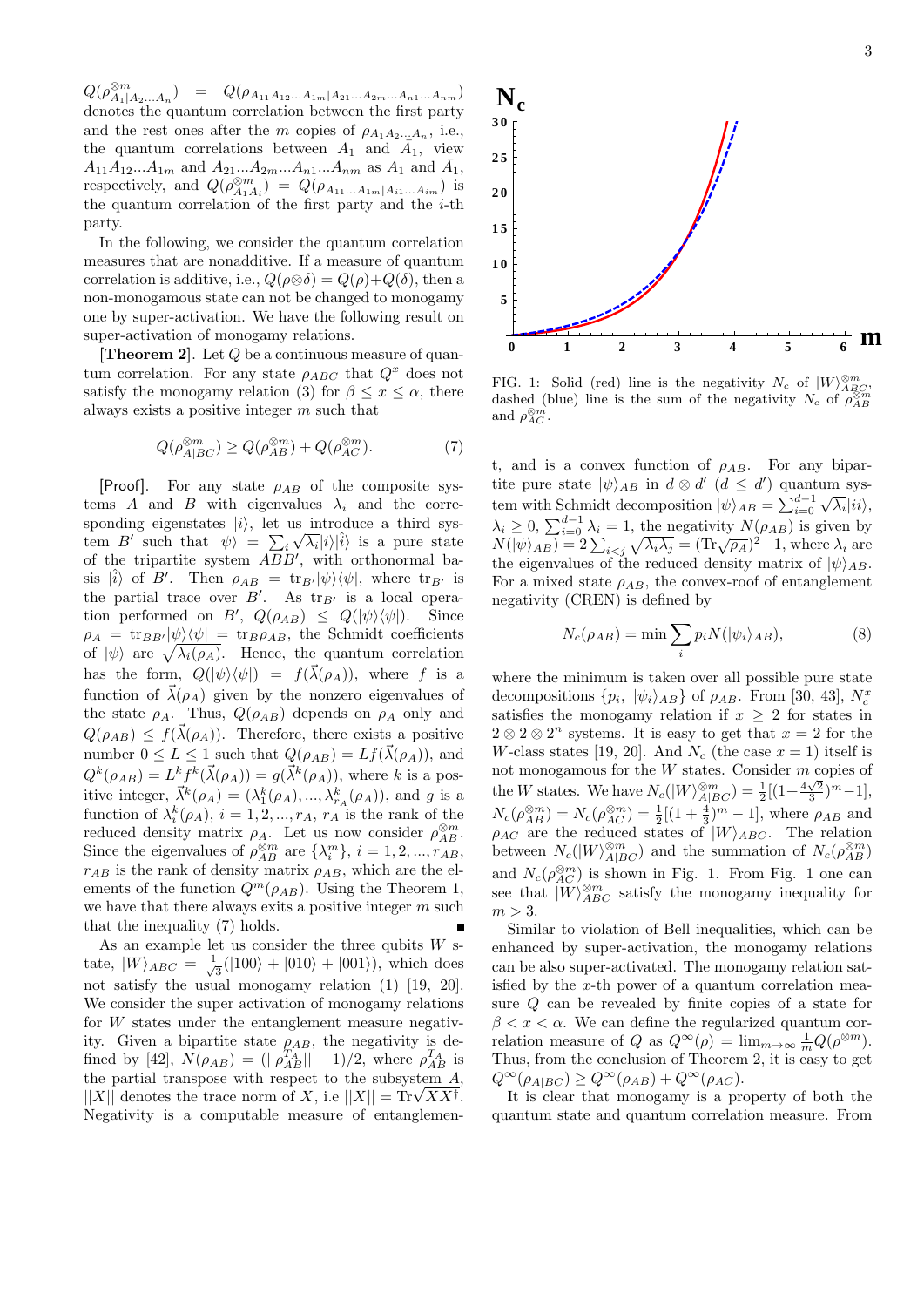$Q(\rho^{\otimes m}_{A_1|A_2...A_n}) = Q(\rho_{A_{11}A_{12}...A_{1m}|A_{21}...A_{2m}...A_{n1}...A_{nm}})$ denotes the quantum correlation between the first party and the rest ones after the $m$ copies of $\rho_{A_1A_2...A_n}$, i.e., the quantum correlations between $A_1$ and $\bar{A}_1$, view $A_{11}A_{12}...A_{1m}$ and $A_{21}...A_{2m}...A_{n1}...A_{nm}$ as $A_1$ and $\bar{A}_1$, respectively, and $Q(\rho^{\otimes m}_{A_1A_i}) = Q(\rho_{A_{11}...A_{1m}|A_{i1}...A_{im}})$ is the quantum correlation of the first party and the $i$-th party.

In the following, we consider the quantum correlation measures that are nonadditive. If a measure of quantum correlation is additive, i.e., $Q(\rho\otimes\delta) = Q(\rho)+Q(\delta)$, then a non-monogamous state can not be changed to monogamy one by super-activation. We have the following result on super-activation of monogamy relations.

**[Theorem 2]**. Let $Q$ be a continuous measure of quantum correlation. For any state $\rho_{ABC}$ that $Q^x$ does not satisfy the monogamy relation (3) for $\beta \leq x \leq \alpha$, there always exists a positive integer $m$ such that

$$Q(\rho^{\otimes m}_{A|BC}) \geq Q(\rho^{\otimes m}_{AB}) + Q(\rho^{\otimes m}_{AC}). \tag{7}$$

[Proof]. For any state $\rho_{AB}$ of the composite systems $A$ and $B$ with eigenvalues $\lambda_i$ and the corresponding eigenstates $|i\rangle$, let us introduce a third system $B'$ such that $|\psi\rangle = \sum_i \sqrt{\lambda_i}|i\rangle|\hat{i}\rangle$ is a pure state of the tripartite system $ABB'$, with orthonormal basis $|\hat{i}\rangle$ of $B'$. Then $\rho_{AB} = \mathrm{tr}_{B'}|\psi\rangle\langle\psi|$, where $\mathrm{tr}_{B'}$ is the partial trace over $B'$. As $\mathrm{tr}_{B'}$ is a local operation performed on $B'$, $Q(\rho_{AB}) \leq Q(|\psi\rangle\langle\psi|)$. Since $\rho_A = \mathrm{tr}_{BB'}|\psi\rangle\langle\psi| = \mathrm{tr}_B\rho_{AB}$, the Schmidt coefficients of $|\psi\rangle$ are $\sqrt{\lambda_i(\rho_A)}$. Hence, the quantum correlation has the form, $Q(|\psi\rangle\langle\psi|) = f(\vec{\lambda}(\rho_A))$, where $f$ is a function of $\vec{\lambda}(\rho_A)$ given by the nonzero eigenvalues of the state $\rho_A$. Thus, $Q(\rho_{AB})$ depends on $\rho_A$ only and $Q(\rho_{AB}) \leq f(\vec{\lambda}(\rho_A))$. Therefore, there exists a positive number $0 \leq L \leq 1$ such that $Q(\rho_{AB}) = Lf(\vec{\lambda}(\rho_A))$, and $Q^k(\rho_{AB}) = L^k f^k(\vec{\lambda}(\rho_A)) = g(\vec{\lambda}^k(\rho_A))$, where $k$ is a positive integer, $\vec{\lambda}^k(\rho_A) = (\lambda^k_1(\rho_A), ..., \lambda^k_{r_A}(\rho_A))$, and $g$ is a function of $\lambda^k_i(\rho_A)$, $i = 1, 2, ..., r_A$, $r_A$ is the rank of the reduced density matrix $\rho_A$. Let us now consider $\rho^{\otimes m}_{AB}$. Since the eigenvalues of $\rho^{\otimes m}_{AB}$ are $\{\lambda^m_i\}$, $i = 1, 2, ..., r_{AB}$, $r_{AB}$ is the rank of density matrix $\rho_{AB}$, which are the elements of the function $Q^m(\rho_{AB})$. Using the Theorem 1, we have that there always exits a positive integer $m$ such that the inequality (7) holds. ∎

As an example let us consider the three qubits $W$ state, $|W\rangle_{ABC} = \frac{1}{\sqrt{3}}(|100\rangle + |010\rangle + |001\rangle)$, which does not satisfy the usual monogamy relation (1) [19, 20]. We consider the super activation of monogamy relations for $W$ states under the entanglement measure negativity. Given a bipartite state $\rho_{AB}$, the negativity is defined by [42], $N(\rho_{AB}) = (||\rho^{T_A}_{AB}|| - 1)/2$, where $\rho^{T_A}_{AB}$ is the partial transpose with respect to the subsystem $A$, $||X||$ denotes the trace norm of $X$, i.e $||X|| = \mathrm{Tr}\sqrt{XX^\dagger}$. Negativity is a computable measure of entanglement, and is a convex function of $\rho_{AB}$. For any bipartite pure state $|\psi\rangle_{AB}$ in $d \otimes d'$ $(d \leq d')$ quantum system with Schmidt decomposition $|\psi\rangle_{AB} = \sum_{i=0}^{d-1}\sqrt{\lambda_i}|ii\rangle$, $\lambda_i \geq 0$, $\sum_{i=0}^{d-1}\lambda_i = 1$, the negativity $N(\rho_{AB})$ is given by $N(|\psi\rangle_{AB}) = 2\sum_{i<j}\sqrt{\lambda_i\lambda_j} = (\mathrm{Tr}\sqrt{\rho_A})^2 - 1$, where $\lambda_i$ are the eigenvalues of the reduced density matrix of $|\psi\rangle_{AB}$. For a mixed state $\rho_{AB}$, the convex-roof of entanglement negativity (CREN) is defined by

$$N_c(\rho_{AB}) = \min \sum_i p_i N(|\psi_i\rangle_{AB}), \tag{8}$$

where the minimum is taken over all possible pure state decompositions $\{p_i, |\psi_i\rangle_{AB}\}$ of $\rho_{AB}$. From [30, 43], $N^x_c$ satisfies the monogamy relation if $x \geq 2$ for states in $2 \otimes 2 \otimes 2^n$ systems. It is easy to get that $x = 2$ for the $W$-class states [19, 20]. And $N_c$ (the case $x = 1$) itself is not monogamous for the $W$ states. Consider $m$ copies of the $W$ states. We have $N_c(|W\rangle^{\otimes m}_{A|BC}) = \frac{1}{2}[(1+\frac{4\sqrt{2}}{3})^m - 1]$, $N_c(\rho^{\otimes m}_{AB}) = N_c(\rho^{\otimes m}_{AC}) = \frac{1}{2}[(1+\frac{4}{3})^m - 1]$, where $\rho_{AB}$ and $\rho_{AC}$ are the reduced states of $|W\rangle_{ABC}$. The relation between $N_c(|W\rangle^{\otimes m}_{A|BC})$ and the summation of $N_c(\rho^{\otimes m}_{AB})$ and $N_c(\rho^{\otimes m}_{AC})$ is shown in Fig. 1. From Fig. 1 one can see that $|W\rangle^{\otimes m}_{ABC}$ satisfy the monogamy inequality for $m > 3$.

FIG. 1: Solid (red) line is the negativity $N_c$ of $|W\rangle^{\otimes m}_{ABC}$, dashed (blue) line is the sum of the negativity $N_c$ of $\rho^{\otimes m}_{AB}$ and $\rho^{\otimes m}_{AC}$.

Similar to violation of Bell inequalities, which can be enhanced by super-activation, the monogamy relations can be also super-activated. The monogamy relation satisfied by the $x$-th power of a quantum correlation measure $Q$ can be revealed by finite copies of a state for $\beta < x < \alpha$. We can define the regularized quantum correlation measure of $Q$ as $Q^\infty(\rho) = \lim_{m\to\infty}\frac{1}{m}Q(\rho^{\otimes m})$. Thus, from the conclusion of Theorem 2, it is easy to get $Q^\infty(\rho_{A|BC}) \geq Q^\infty(\rho_{AB}) + Q^\infty(\rho_{AC})$.

It is clear that monogamy is a property of both the quantum state and quantum correlation measure. From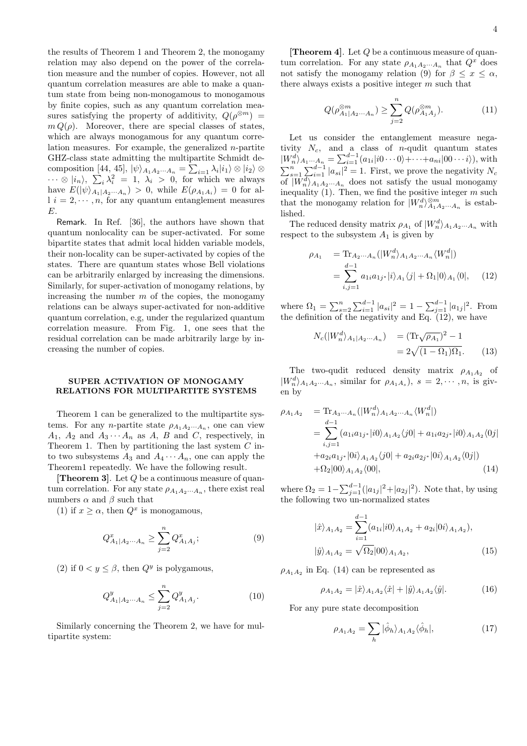the results of Theorem 1 and Theorem 2, the monogamy relation may also depend on the power of the correlation measure and the number of copies. However, not all quantum correlation measures are able to make a quantum state from being non-monogamous to monogamous by finite copies, such as any quantum correlation measures satisfying the property of additivity, $Q(\rho^{\otimes m}) = m\,Q(\rho)$. Moreover, there are special classes of states, which are always monogamous for any quantum correlation measures. For example, the generalized $n$-partite GHZ-class state admitting the multipartite Schmidt decomposition [44, 45], $|\psi\rangle_{A_1A_2\cdots A_n} = \sum_{i=1}\lambda_i|i_1\rangle\otimes|i_2\rangle\otimes\cdots\otimes|i_n\rangle$, $\sum_i\lambda_i^2 = 1$, $\lambda_i > 0$, for which we always have $E(|\psi\rangle_{A_1|A_2\cdots A_n}) > 0$, while $E(\rho_{A_1A_i}) = 0$ for all $i = 2,\cdots,n$, for any quantum entanglement measures $E$.

Remark. In Ref. [36], the authors have shown that quantum nonlocality can be super-activated. For some bipartite states that admit local hidden variable models, their non-locality can be super-activated by copies of the states. There are quantum states whose Bell violations can be arbitrarily enlarged by increasing the dimensions. Similarly, for super-activation of monogamy relations, by increasing the number $m$ of the copies, the monogamy relations can be always super-activated for non-additive quantum correlation, e.g, under the regularized quantum correlation measure. From Fig. 1, one sees that the residual correlation can be made arbitrarily large by increasing the number of copies.

## SUPER ACTIVATION OF MONOGAMY RELATIONS FOR MULTIPARTITE SYSTEMS

Theorem 1 can be generalized to the multipartite systems. For any $n$-partite state $\rho_{A_1A_2\cdots A_n}$, one can view $A_1$, $A_2$ and $A_3\cdots A_n$ as $A$, $B$ and $C$, respectively, in Theorem 1. Then by partitioning the last system $C$ into two subsystems $A_3$ and $A_4\cdots A_n$, one can apply the Theorem1 repeatedly. We have the following result.

**[Theorem 3]**. Let $Q$ be a continuous measure of quantum correlation. For any state $\rho_{A_1A_2\cdots A_n}$, there exist real numbers $\alpha$ and $\beta$ such that

(1) if $x \geq \alpha$, then $Q^x$ is monogamous,

$$Q^x_{A_1|A_2\cdots A_n} \geq \sum_{j=2}^{n} Q^x_{A_1A_j}; \tag{9}$$

(2) if $0 < y \leq \beta$, then $Q^y$ is polygamous,

$$Q^y_{A_1|A_2\cdots A_n} \leq \sum_{j=2}^{n} Q^y_{A_1A_j}. \tag{10}$$

Similarly concerning the Theorem 2, we have for multipartite system:

**[Theorem 4]**. Let $Q$ be a continuous measure of quantum correlation. For any state $\rho_{A_1A_2\cdots A_n}$ that $Q^x$ does not satisfy the monogamy relation (9) for $\beta \leq x \leq \alpha$, there always exists a positive integer $m$ such that

$$Q(\rho^{\otimes m}_{A_1|A_2\cdots A_n}) \geq \sum_{j=2}^{n} Q(\rho^{\otimes m}_{A_1A_j}). \tag{11}$$

Let us consider the entanglement measure negativity $N_c$, and a class of $n$-qudit quantum states $|W_n^d\rangle_{A_1\cdots A_n} = \sum_{i=1}^{d-1}(a_{1i}|i0\cdots0\rangle + \cdots + a_{ni}|00\cdots i\rangle)$, with $\sum_{s=1}^{n}\sum_{i=1}^{d-1}|a_{si}|^2 = 1$. First, we prove the negativity $N_c$ of $|W_n^d\rangle_{A_1A_2\cdots A_n}$ does not satisfy the usual monogamy inequality (1). Then, we find the positive integer $m$ such that the monogamy relation for $|W_n^d\rangle^{\otimes m}_{A_1A_2\cdots A_n}$ is established.

The reduced density matrix $\rho_{A_1}$ of $|W_n^d\rangle_{A_1A_2\cdots A_n}$ with respect to the subsystem $A_1$ is given by

$$\begin{aligned}\rho_{A_1} &= \mathrm{Tr}_{A_2\cdots A_n}(|W_n^d\rangle_{A_1A_2\cdots A_n}\langle W_n^d|)\\ &= \sum_{i,j=1}^{d-1} a_{1i}a_{1j^*}|i\rangle_{A_1}\langle j| + \Omega_1|0\rangle_{A_1}\langle 0|,\end{aligned} \tag{12}$$

where $\Omega_1 = \sum_{s=2}^{n}\sum_{i=1}^{d-1}|a_{si}|^2 = 1 - \sum_{j=1}^{d-1}|a_{1j}|^2$. From the definition of the negativity and Eq. (12), we have

$$\begin{aligned}N_c(|W_n^d\rangle_{A_1|A_2\cdots A_n}) &= (\mathrm{Tr}\sqrt{\rho_{A_1}})^2 - 1\\ &= 2\sqrt{(1-\Omega_1)\Omega_1}.\end{aligned} \tag{13}$$

The two-qudit reduced density matrix $\rho_{A_1A_2}$ of $|W_n^d\rangle_{A_1A_2\cdots A_n}$, similar for $\rho_{A_1A_s}$), $s = 2,\cdots,n$, is given by

$$\begin{aligned}\rho_{A_1A_2} &= \mathrm{Tr}_{A_3\cdots A_n}(|W_n^d\rangle_{A_1A_2\cdots A_n}\langle W_n^d|)\\ &= \sum_{i,j=1}^{d-1}(a_{1i}a_{1j^*}|i0\rangle_{A_1A_2}\langle j0| + a_{1i}a_{2j^*}|i0\rangle_{A_1A_2}\langle 0j|\\ &\quad + a_{2i}a_{1j^*}|0i\rangle_{A_1A_2}\langle j0| + a_{2i}a_{2j^*}|0i\rangle_{A_1A_2}\langle 0j|)\\ &\quad + \Omega_2|00\rangle_{A_1A_2}\langle 00|,\end{aligned} \tag{14}$$

where $\Omega_2 = 1 - \sum_{j=1}^{d-1}(|a_{1j}|^2 + |a_{2j}|^2)$. Note that, by using the following two un-normalized states

$$\begin{aligned}|\hat{x}\rangle_{A_1A_2} &= \sum_{i=1}^{d-1}(a_{1i}|i0\rangle_{A_1A_2} + a_{2i}|0i\rangle_{A_1A_2}),\\ |\hat{y}\rangle_{A_1A_2} &= \sqrt{\Omega_2}|00\rangle_{A_1A_2},\end{aligned} \tag{15}$$

$\rho_{A_1A_2}$ in Eq. (14) can be represented as

$$\rho_{A_1A_2} = |\hat{x}\rangle_{A_1A_2}\langle\hat{x}| + |\hat{y}\rangle_{A_1A_2}\langle\hat{y}|. \tag{16}$$

For any pure state decomposition

$$\rho_{A_1A_2} = \sum_h |\hat{\phi}_h\rangle_{A_1A_2}\langle\hat{\phi}_h|, \tag{17}$$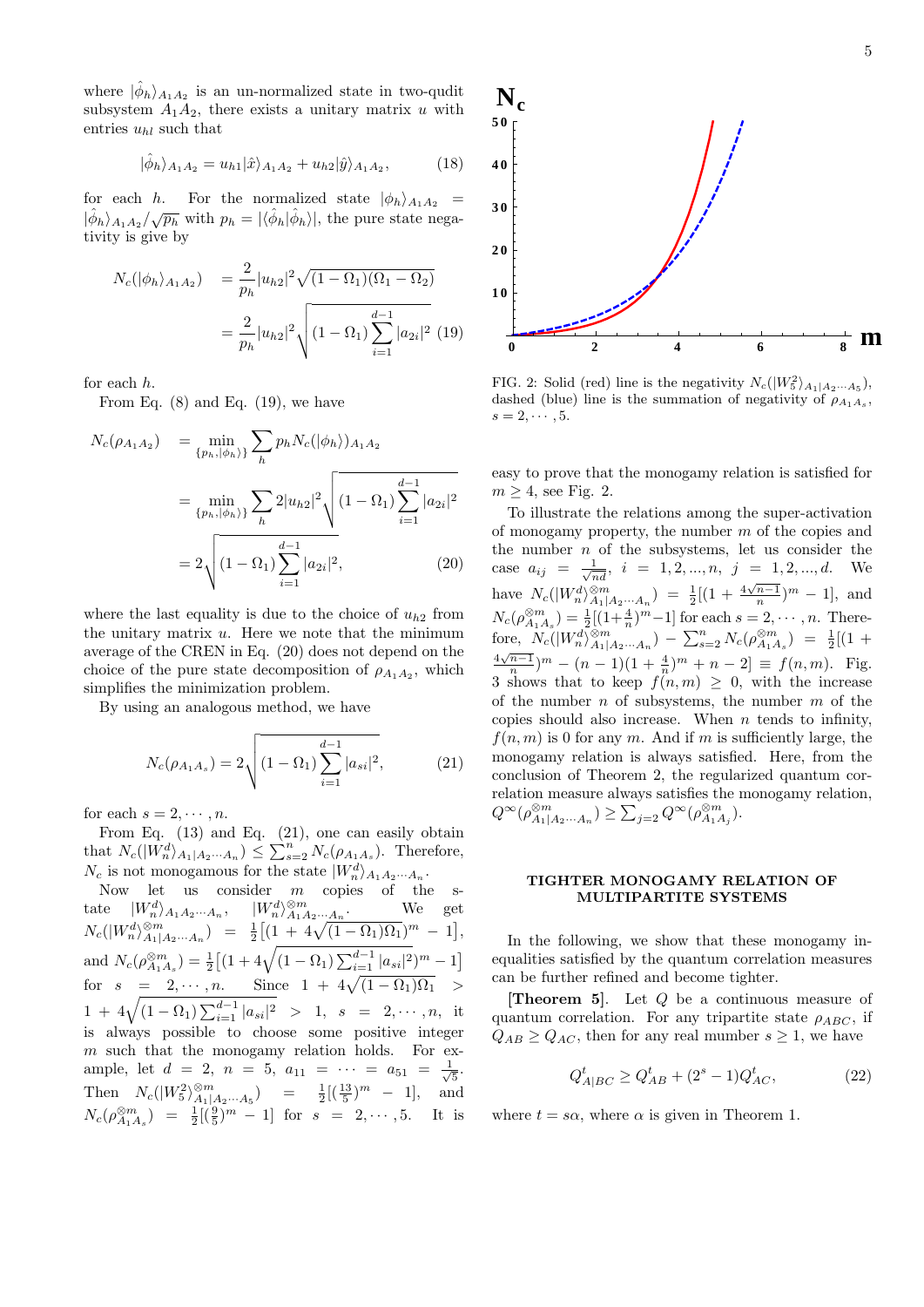where $|\hat{\phi}_h\rangle_{A_1A_2}$ is an un-normalized state in two-qudit subsystem $A_1A_2$, there exists a unitary matrix $u$ with entries $u_{hl}$ such that

$$|\hat{\phi}_h\rangle_{A_1A_2} = u_{h1}|\hat{x}\rangle_{A_1A_2} + u_{h2}|\hat{y}\rangle_{A_1A_2}, \quad (18)$$

for each $h$. For the normalized state $|\phi_h\rangle_{A_1A_2} = |\hat{\phi}_h\rangle_{A_1A_2}/\sqrt{p_h}$ with $p_h = |\langle\hat{\phi}_h|\hat{\phi}_h\rangle|$, the pure state negativity is give by

$$\begin{aligned} N_c(|\phi_h\rangle_{A_1A_2}) &= \frac{2}{p_h}|u_{h2}|^2\sqrt{(1-\Omega_1)(\Omega_1-\Omega_2)} \\ &= \frac{2}{p_h}|u_{h2}|^2\sqrt{(1-\Omega_1)\sum_{i=1}^{d-1}|a_{2i}|^2} \quad (19) \end{aligned}$$

for each $h$.

From Eq. (8) and Eq. (19), we have

$$\begin{aligned} N_c(\rho_{A_1A_2}) &= \min_{\{p_h,|\phi_h\rangle\}} \sum_h p_h N_c(|\phi_h\rangle)_{A_1A_2} \\ &= \min_{\{p_h,|\phi_h\rangle\}} \sum_h 2|u_{h2}|^2\sqrt{(1-\Omega_1)\sum_{i=1}^{d-1}|a_{2i}|^2} \\ &= 2\sqrt{(1-\Omega_1)\sum_{i=1}^{d-1}|a_{2i}|^2}, \end{aligned} \quad (20)$$

where the last equality is due to the choice of $u_{h2}$ from the unitary matrix $u$. Here we note that the minimum average of the CREN in Eq. (20) does not depend on the choice of the pure state decomposition of $\rho_{A_1A_2}$, which simplifies the minimization problem.

By using an analogous method, we have

$$N_c(\rho_{A_1A_s}) = 2\sqrt{(1-\Omega_1)\sum_{i=1}^{d-1}|a_{si}|^2}, \quad (21)$$

for each $s = 2, \cdots, n$.

From Eq. (13) and Eq. (21), one can easily obtain that $N_c(|W_n^d\rangle_{A_1|A_2\cdots A_n}) \le \sum_{s=2}^n N_c(\rho_{A_1A_s})$. Therefore, $N_c$ is not monogamous for the state $|W_n^d\rangle_{A_1A_2\cdots A_n}$.

Now let us consider $m$ copies of the state $|W_n^d\rangle_{A_1A_2\cdots A_n}$, $|W_n^d\rangle^{\otimes m}_{A_1A_2\cdots A_n}$. We get $N_c(|W_n^d\rangle^{\otimes m}_{A_1|A_2\cdots A_n}) = \frac{1}{2}\left[(1+4\sqrt{(1-\Omega_1)\Omega_1})^m - 1\right]$, and $N_c(\rho^{\otimes m}_{A_1A_s}) = \frac{1}{2}\left[(1+4\sqrt{(1-\Omega_1)\sum_{i=1}^{d-1}|a_{si}|^2})^m - 1\right]$ for $s = 2, \cdots, n$. Since $1+4\sqrt{(1-\Omega_1)\Omega_1} > 1+4\sqrt{(1-\Omega_1)\sum_{i=1}^{d-1}|a_{si}|^2} > 1$, $s = 2, \cdots, n$, it is always possible to choose some positive integer $m$ such that the monogamy relation holds. For example, let $d = 2$, $n = 5$, $a_{11} = \cdots = a_{51} = \frac{1}{\sqrt{5}}$. Then $N_c(|W_5^2\rangle^{\otimes m}_{A_1|A_2\cdots A_5}) = \frac{1}{2}[(\frac{13}{5})^m - 1]$, and $N_c(\rho^{\otimes m}_{A_1A_s}) = \frac{1}{2}[(\frac{9}{5})^m - 1]$ for $s = 2, \cdots, 5$. It is easy to prove that the monogamy relation is satisfied for $m \ge 4$, see Fig. 2.

FIG. 2: Solid (red) line is the negativity $N_c(|W_5^2\rangle_{A_1|A_2\cdots A_5})$, dashed (blue) line is the summation of negativity of $\rho_{A_1A_s}$, $s = 2, \cdots, 5$.

To illustrate the relations among the super-activation of monogamy property, the number $m$ of the copies and the number $n$ of the subsystems, let us consider the case $a_{ij} = \frac{1}{\sqrt{nd}}$, $i = 1, 2, ..., n$, $j = 1, 2, ..., d$. We have $N_c(|W_n^d\rangle^{\otimes m}_{A_1|A_2\cdots A_n}) = \frac{1}{2}[(1+\frac{4\sqrt{n-1}}{n})^m - 1]$, and $N_c(\rho^{\otimes m}_{A_1A_s}) = \frac{1}{2}[(1+\frac{4}{n})^m - 1]$ for each $s = 2, \cdots, n$. Therefore, $N_c(|W_n^d\rangle^{\otimes m}_{A_1|A_2\cdots A_n}) - \sum_{s=2}^n N_c(\rho^{\otimes m}_{A_1A_s}) = \frac{1}{2}[(1+\frac{4\sqrt{n-1}}{n})^m - (n-1)(1+\frac{4}{n})^m + n - 2] \equiv f(n, m)$. Fig. 3 shows that to keep $f(n, m) \ge 0$, with the increase of the number $n$ of subsystems, the number $m$ of the copies should also increase. When $n$ tends to infinity, $f(n, m)$ is 0 for any $m$. And if $m$ is sufficiently large, the monogamy relation is always satisfied. Here, from the conclusion of Theorem 2, the regularized quantum correlation measure always satisfies the monogamy relation, $Q^\infty(\rho^{\otimes m}_{A_1|A_2\cdots A_n}) \ge \sum_{j=2} Q^\infty(\rho^{\otimes m}_{A_1A_j})$.

## TIGHTER MONOGAMY RELATION OF MULTIPARTITE SYSTEMS

In the following, we show that these monogamy inequalities satisfied by the quantum correlation measures can be further refined and become tighter.

**[Theorem 5]**. Let $Q$ be a continuous measure of quantum correlation. For any tripartite state $\rho_{ABC}$, if $Q_{AB} \ge Q_{AC}$, then for any real number $s \ge 1$, we have

$$Q^t_{A|BC} \ge Q^t_{AB} + (2^s - 1)Q^t_{AC}, \quad (22)$$

where $t = s\alpha$, where $\alpha$ is given in Theorem 1.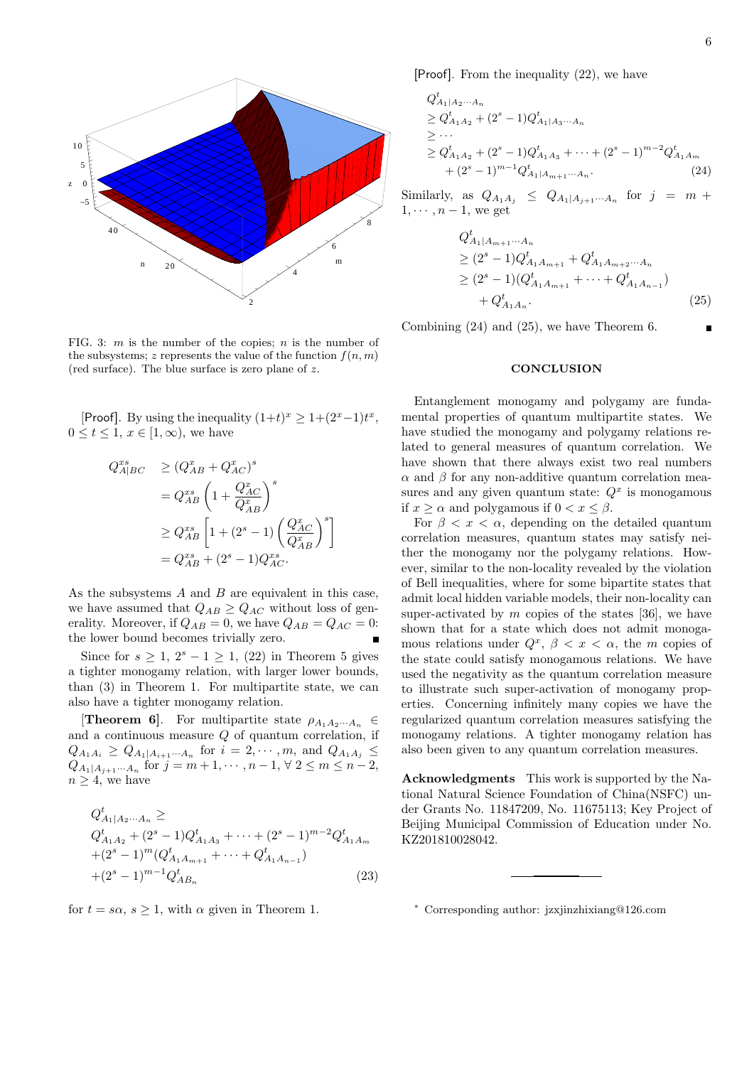FIG. 3: $m$ is the number of the copies; $n$ is the number of the subsystems; $z$ represents the value of the function $f(n,m)$ (red surface). The blue surface is zero plane of $z$.

[Proof]. By using the inequality $(1+t)^x \geq 1+(2^x-1)t^x$, $0 \leq t \leq 1$, $x \in [1,\infty)$, we have

$$
\begin{aligned}
Q^{xs}_{A|BC} &\geq (Q^x_{AB}+Q^x_{AC})^s \\
&= Q^{xs}_{AB}\left(1+\frac{Q^x_{AC}}{Q^x_{AB}}\right)^s \\
&\geq Q^{xs}_{AB}\left[1+(2^s-1)\left(\frac{Q^x_{AC}}{Q^x_{AB}}\right)^s\right] \\
&= Q^{xs}_{AB}+(2^s-1)Q^{xs}_{AC}.
\end{aligned}
$$

As the subsystems $A$ and $B$ are equivalent in this case, we have assumed that $Q_{AB} \geq Q_{AC}$ without loss of generality. Moreover, if $Q_{AB}=0$, we have $Q_{AB}=Q_{AC}=0$: the lower bound becomes trivially zero. ∎

Since for $s \geq 1$, $2^s-1 \geq 1$, (22) in Theorem 5 gives a tighter monogamy relation, with larger lower bounds, than (3) in Theorem 1. For multipartite state, we can also have a tighter monogamy relation.

**[Theorem 6]**. For multipartite state $\rho_{A_1A_2\cdots A_n} \in$ and a continuous measure $Q$ of quantum correlation, if $Q_{A_1A_i} \geq Q_{A_1|A_{i+1}\cdots A_n}$ for $i=2,\cdots,m$, and $Q_{A_1A_j} \leq Q_{A_1|A_{j+1}\cdots A_n}$ for $j=m+1,\cdots,n-1$, $\forall\ 2 \leq m \leq n-2$, $n \geq 4$, we have

$$
\begin{aligned}
&Q^t_{A_1|A_2\cdots A_n} \geq \\
&Q^t_{A_1A_2}+(2^s-1)Q^t_{A_1A_3}+\cdots+(2^s-1)^{m-2}Q^t_{A_1A_m} \\
&+(2^s-1)^m(Q^t_{A_1A_{m+1}}+\cdots+Q^t_{A_1A_{n-1}}) \\
&+(2^s-1)^{m-1}Q^t_{AB_n}
\end{aligned}
\tag{23}
$$

for $t=s\alpha$, $s \geq 1$, with $\alpha$ given in Theorem 1.

[Proof]. From the inequality (22), we have

$$
\begin{aligned}
&Q^t_{A_1|A_2\cdots A_n} \\
&\geq Q^t_{A_1A_2}+(2^s-1)Q^t_{A_1|A_3\cdots A_n} \\
&\geq \cdots \\
&\geq Q^t_{A_1A_2}+(2^s-1)Q^t_{A_1A_3}+\cdots+(2^s-1)^{m-2}Q^t_{A_1A_m} \\
&\quad +(2^s-1)^{m-1}Q^t_{A_1|A_{m+1}\cdots A_n}.
\end{aligned}
\tag{24}
$$

Similarly, as $Q_{A_1A_j} \leq Q_{A_1|A_{j+1}\cdots A_n}$ for $j=m+1,\cdots,n-1$, we get

$$
\begin{aligned}
&Q^t_{A_1|A_{m+1}\cdots A_n} \\
&\geq (2^s-1)Q^t_{A_1A_{m+1}}+Q^t_{A_1A_{m+2}\cdots A_n} \\
&\geq (2^s-1)(Q^t_{A_1A_{m+1}}+\cdots+Q^t_{A_1A_{n-1}}) \\
&\quad +Q^t_{A_1A_n}.
\end{aligned}
\tag{25}
$$

Combining (24) and (25), we have Theorem 6. ∎

## CONCLUSION

Entanglement monogamy and polygamy are fundamental properties of quantum multipartite states. We have studied the monogamy and polygamy relations related to general measures of quantum correlation. We have shown that there always exist two real numbers $\alpha$ and $\beta$ for any non-additive quantum correlation measures and any given quantum state: $Q^x$ is monogamous if $x \geq \alpha$ and polygamous if $0 < x \leq \beta$.

For $\beta < x < \alpha$, depending on the detailed quantum correlation measures, quantum states may satisfy neither the monogamy nor the polygamy relations. However, similar to the non-locality revealed by the violation of Bell inequalities, where for some bipartite states that admit local hidden variable models, their non-locality can super-activated by $m$ copies of the states [36], we have shown that for a state which does not admit monogamous relations under $Q^x$, $\beta < x < \alpha$, the $m$ copies of the state could satisfy monogamous relations. We have used the negativity as the quantum correlation measure to illustrate such super-activation of monogamy properties. Concerning infinitely many copies we have the regularized quantum correlation measures satisfying the monogamy relations. A tighter monogamy relation has also been given to any quantum correlation measures.

**Acknowledgments** This work is supported by the National Natural Science Foundation of China(NSFC) under Grants No. 11847209, No. 11675113; Key Project of Beijing Municipal Commission of Education under No. KZ201810028042.

* Corresponding author: jzxjinzhixiang@126.com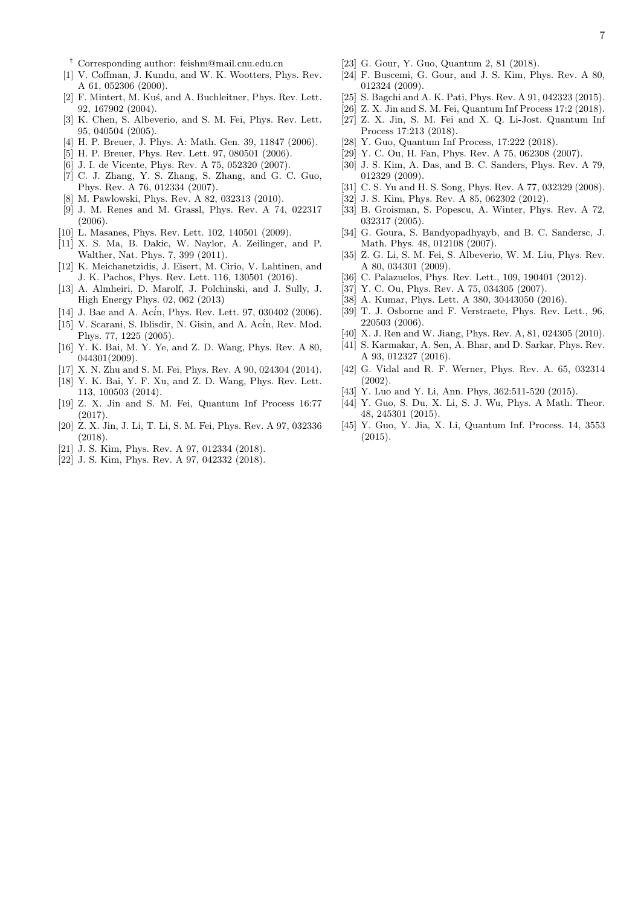† Corresponding author: feishm@mail.cnu.edu.cn

[1] V. Coffman, J. Kundu, and W. K. Wootters, Phys. Rev. A 61, 052306 (2000).

[2] F. Mintert, M. Kuś, and A. Buchleitner, Phys. Rev. Lett. 92, 167902 (2004).

[3] K. Chen, S. Albeverio, and S. M. Fei, Phys. Rev. Lett. 95, 040504 (2005).

[4] H. P. Breuer, J. Phys. A: Math. Gen. 39, 11847 (2006).

[5] H. P. Breuer, Phys. Rev. Lett. 97, 080501 (2006).

[6] J. I. de Vicente, Phys. Rev. A 75, 052320 (2007).

[7] C. J. Zhang, Y. S. Zhang, S. Zhang, and G. C. Guo, Phys. Rev. A 76, 012334 (2007).

[8] M. Pawlowski, Phys. Rev. A 82, 032313 (2010).

[9] J. M. Renes and M. Grassl, Phys. Rev. A 74, 022317 (2006).

[10] L. Masanes, Phys. Rev. Lett. 102, 140501 (2009).

[11] X. S. Ma, B. Dakic, W. Naylor, A. Zeilinger, and P. Walther, Nat. Phys. 7, 399 (2011).

[12] K. Meichanetzidis, J. Eisert, M. Cirio, V. Lahtinen, and J. K. Pachos, Phys. Rev. Lett. 116, 130501 (2016).

[13] A. Almheiri, D. Marolf, J. Polchinski, and J. Sully, J. High Energy Phys. 02, 062 (2013)

[14] J. Bae and A. Acín, Phys. Rev. Lett. 97, 030402 (2006).

[15] V. Scarani, S. Iblisdir, N. Gisin, and A. Acín, Rev. Mod. Phys. 77, 1225 (2005).

[16] Y. K. Bai, M. Y. Ye, and Z. D. Wang, Phys. Rev. A 80, 044301(2009).

[17] X. N. Zhu and S. M. Fei, Phys. Rev. A 90, 024304 (2014).

[18] Y. K. Bai, Y. F. Xu, and Z. D. Wang, Phys. Rev. Lett. 113, 100503 (2014).

[19] Z. X. Jin and S. M. Fei, Quantum Inf Process 16:77 (2017).

[20] Z. X. Jin, J. Li, T. Li, S. M. Fei, Phys. Rev. A 97, 032336 (2018).

[21] J. S. Kim, Phys. Rev. A 97, 012334 (2018).

[22] J. S. Kim, Phys. Rev. A 97, 042332 (2018).

[23] G. Gour, Y. Guo, Quantum 2, 81 (2018).

[24] F. Buscemi, G. Gour, and J. S. Kim, Phys. Rev. A 80, 012324 (2009).

[25] S. Bagchi and A. K. Pati, Phys. Rev. A 91, 042323 (2015).

[26] Z. X. Jin and S. M. Fei, Quantum Inf Process 17:2 (2018).

[27] Z. X. Jin, S. M. Fei and X. Q. Li-Jost. Quantum Inf Process 17:213 (2018).

[28] Y. Guo, Quantum Inf Process, 17:222 (2018).

[29] Y. C. Ou, H. Fan, Phys. Rev. A 75, 062308 (2007).

[30] J. S. Kim, A. Das, and B. C. Sanders, Phys. Rev. A 79, 012329 (2009).

[31] C. S. Yu and H. S. Song, Phys. Rev. A 77, 032329 (2008).

[32] J. S. Kim, Phys. Rev. A 85, 062302 (2012).

[33] B. Groisman, S. Popescu, A. Winter, Phys. Rev. A 72, 032317 (2005).

[34] G. Goura, S. Bandyopadhyayb, and B. C. Sandersc, J. Math. Phys. 48, 012108 (2007).

[35] Z. G. Li, S. M. Fei, S. Albeverio, W. M. Liu, Phys. Rev. A 80, 034301 (2009).

[36] C. Palazuelos, Phys. Rev. Lett., 109, 190401 (2012).

[37] Y. C. Ou, Phys. Rev. A 75, 034305 (2007).

[38] A. Kumar, Phys. Lett. A 380, 30443050 (2016).

[39] T. J. Osborne and F. Verstraete, Phys. Rev. Lett., 96, 220503 (2006).

[40] X. J. Ren and W. Jiang, Phys. Rev. A, 81, 024305 (2010).

[41] S. Karmakar, A. Sen, A. Bhar, and D. Sarkar, Phys. Rev. A 93, 012327 (2016).

[42] G. Vidal and R. F. Werner, Phys. Rev. A. 65, 032314 (2002).

[43] Y. Luo and Y. Li, Ann. Phys, 362:511-520 (2015).

[44] Y. Guo, S. Du, X. Li, S. J. Wu, Phys. A Math. Theor. 48, 245301 (2015).

[45] Y. Guo, Y. Jia, X. Li, Quantum Inf. Process. 14, 3553 (2015).